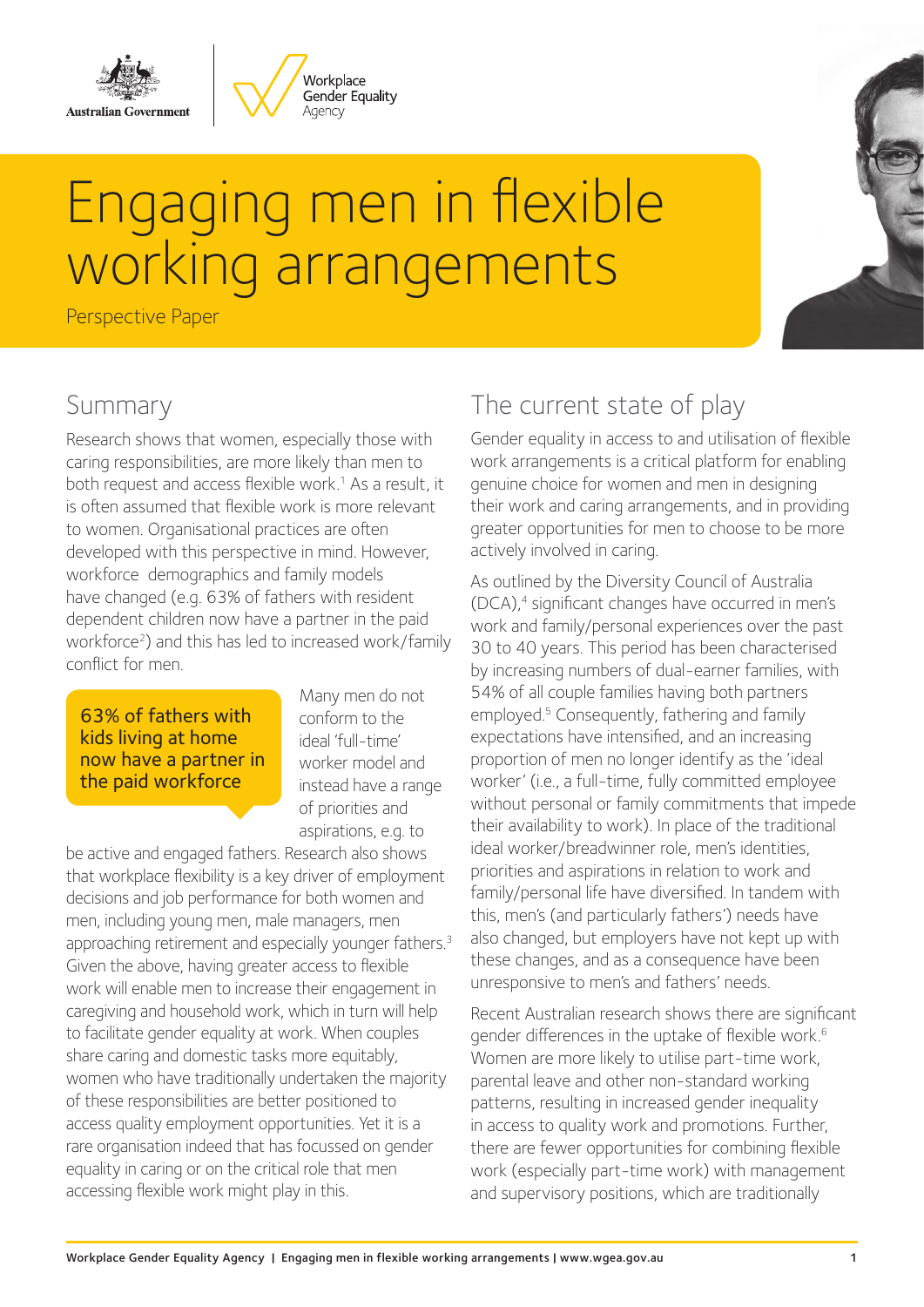Australian Government

Workplace Gender Equality Agency

# Engaging men in flexible working arrangements

Perspective Paper

## Summary

Research shows that women, especially those with caring responsibilities, are more likely than men to both request and access flexible work.[1] As a result, it is often assumed that flexible work is more relevant to women. Organisational practices are often developed with this perspective in mind. However, workforce demographics and family models have changed (e.g. 63% of fathers with resident dependent children now have a partner in the paid workforce[2]) and this has led to increased work/family conflict for men.

> 63% of fathers with kids living at home now have a partner in the paid workforce

Many men do not conform to the ideal 'full-time' worker model and instead have a range of priorities and aspirations, e.g. to be active and engaged fathers. Research also shows that workplace flexibility is a key driver of employment decisions and job performance for both women and men, including young men, male managers, men approaching retirement and especially younger fathers.[3] Given the above, having greater access to flexible work will enable men to increase their engagement in caregiving and household work, which in turn will help to facilitate gender equality at work. When couples share caring and domestic tasks more equitably, women who have traditionally undertaken the majority of these responsibilities are better positioned to access quality employment opportunities. Yet it is a rare organisation indeed that has focussed on gender equality in caring or on the critical role that men accessing flexible work might play in this.

## The current state of play

Gender equality in access to and utilisation of flexible work arrangements is a critical platform for enabling genuine choice for women and men in designing their work and caring arrangements, and in providing greater opportunities for men to choose to be more actively involved in caring.

As outlined by the Diversity Council of Australia (DCA),[4] significant changes have occurred in men's work and family/personal experiences over the past 30 to 40 years. This period has been characterised by increasing numbers of dual-earner families, with 54% of all couple families having both partners employed.[5] Consequently, fathering and family expectations have intensified, and an increasing proportion of men no longer identify as the 'ideal worker' (i.e., a full-time, fully committed employee without personal or family commitments that impede their availability to work). In place of the traditional ideal worker/breadwinner role, men's identities, priorities and aspirations in relation to work and family/personal life have diversified. In tandem with this, men's (and particularly fathers') needs have also changed, but employers have not kept up with these changes, and as a consequence have been unresponsive to men's and fathers' needs.

Recent Australian research shows there are significant gender differences in the uptake of flexible work.[6] Women are more likely to utilise part-time work, parental leave and other non-standard working patterns, resulting in increased gender inequality in access to quality work and promotions. Further, there are fewer opportunities for combining flexible work (especially part-time work) with management and supervisory positions, which are traditionally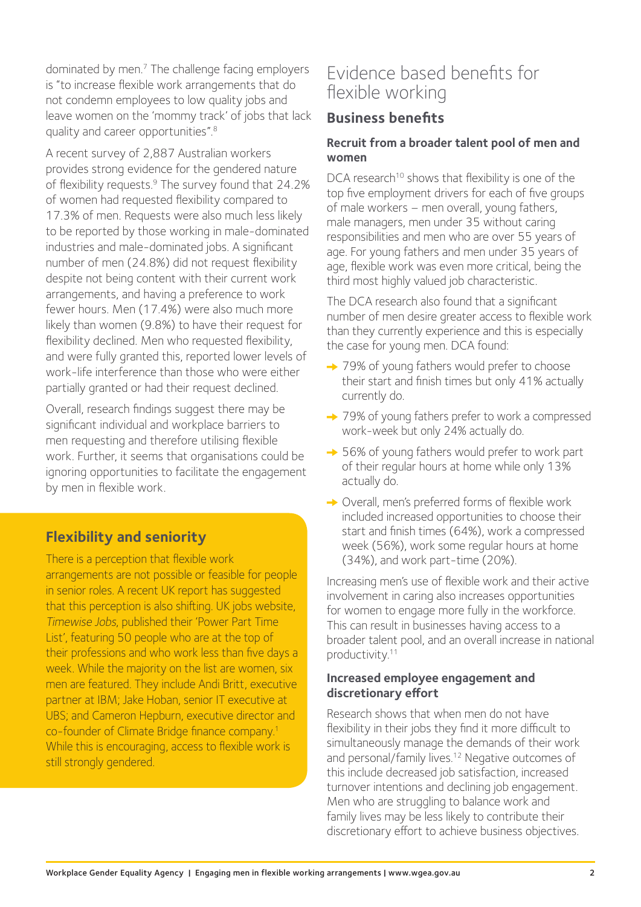dominated by men.[7] The challenge facing employers is "to increase flexible work arrangements that do not condemn employees to low quality jobs and leave women on the 'mommy track' of jobs that lack quality and career opportunities".[8]

A recent survey of 2,887 Australian workers provides strong evidence for the gendered nature of flexibility requests.[9] The survey found that 24.2% of women had requested flexibility compared to 17.3% of men. Requests were also much less likely to be reported by those working in male-dominated industries and male-dominated jobs. A significant number of men (24.8%) did not request flexibility despite not being content with their current work arrangements, and having a preference to work fewer hours. Men (17.4%) were also much more likely than women (9.8%) to have their request for flexibility declined. Men who requested flexibility, and were fully granted this, reported lower levels of work-life interference than those who were either partially granted or had their request declined.

Overall, research findings suggest there may be significant individual and workplace barriers to men requesting and therefore utilising flexible work. Further, it seems that organisations could be ignoring opportunities to facilitate the engagement by men in flexible work.

### Flexibility and seniority

There is a perception that flexible work arrangements are not possible or feasible for people in senior roles. A recent UK report has suggested that this perception is also shifting. UK jobs website, *Timewise Jobs*, published their 'Power Part Time List', featuring 50 people who are at the top of their professions and who work less than five days a week. While the majority on the list are women, six men are featured. They include Andi Britt, executive partner at IBM; Jake Hoban, senior IT executive at UBS; and Cameron Hepburn, executive director and co-founder of Climate Bridge finance company.[1] While this is encouraging, access to flexible work is still strongly gendered.

# Evidence based benefits for flexible working

## Business benefits

### Recruit from a broader talent pool of men and women

DCA research[10] shows that flexibility is one of the top five employment drivers for each of five groups of male workers – men overall, young fathers, male managers, men under 35 without caring responsibilities and men who are over 55 years of age. For young fathers and men under 35 years of age, flexible work was even more critical, being the third most highly valued job characteristic.

The DCA research also found that a significant number of men desire greater access to flexible work than they currently experience and this is especially the case for young men. DCA found:

- 79% of young fathers would prefer to choose their start and finish times but only 41% actually currently do.
- 79% of young fathers prefer to work a compressed work-week but only 24% actually do.
- 56% of young fathers would prefer to work part of their regular hours at home while only 13% actually do.
- Overall, men's preferred forms of flexible work included increased opportunities to choose their start and finish times (64%), work a compressed week (56%), work some regular hours at home (34%), and work part-time (20%).

Increasing men's use of flexible work and their active involvement in caring also increases opportunities for women to engage more fully in the workforce. This can result in businesses having access to a broader talent pool, and an overall increase in national productivity.[11]

### Increased employee engagement and discretionary effort

Research shows that when men do not have flexibility in their jobs they find it more difficult to simultaneously manage the demands of their work and personal/family lives.[12] Negative outcomes of this include decreased job satisfaction, increased turnover intentions and declining job engagement. Men who are struggling to balance work and family lives may be less likely to contribute their discretionary effort to achieve business objectives.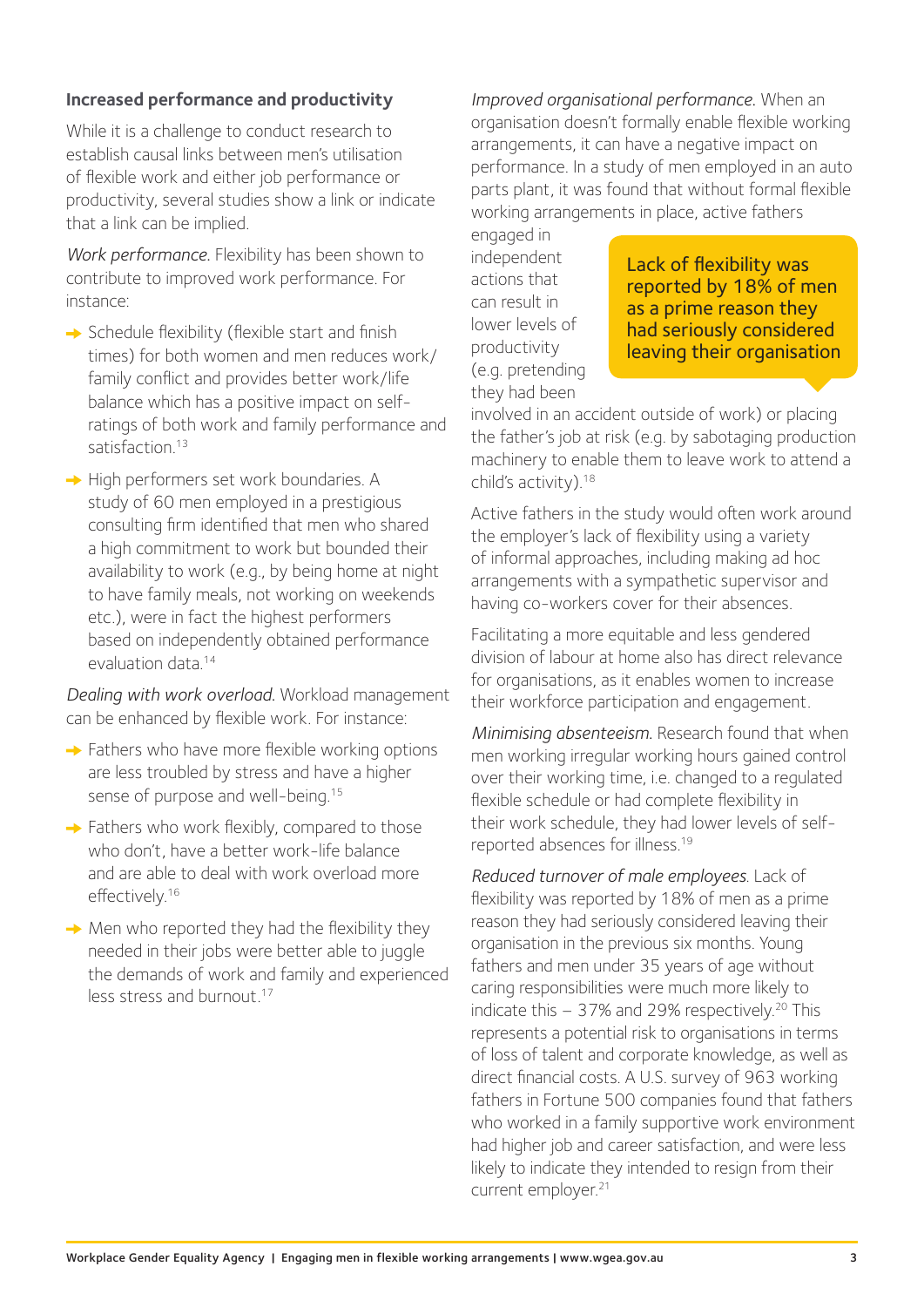### Increased performance and productivity

While it is a challenge to conduct research to establish causal links between men's utilisation of flexible work and either job performance or productivity, several studies show a link or indicate that a link can be implied.

*Work performance.* Flexibility has been shown to contribute to improved work performance. For instance:

- Schedule flexibility (flexible start and finish times) for both women and men reduces work/family conflict and provides better work/life balance which has a positive impact on self-ratings of both work and family performance and satisfaction.[13]
- High performers set work boundaries. A study of 60 men employed in a prestigious consulting firm identified that men who shared a high commitment to work but bounded their availability to work (e.g., by being home at night to have family meals, not working on weekends etc.), were in fact the highest performers based on independently obtained performance evaluation data.[14]

*Dealing with work overload.* Workload management can be enhanced by flexible work. For instance:

- Fathers who have more flexible working options are less troubled by stress and have a higher sense of purpose and well-being.[15]
- Fathers who work flexibly, compared to those who don't, have a better work-life balance and are able to deal with work overload more effectively.[16]
- Men who reported they had the flexibility they needed in their jobs were better able to juggle the demands of work and family and experienced less stress and burnout.[17]

*Improved organisational performance.* When an organisation doesn't formally enable flexible working arrangements, it can have a negative impact on performance. In a study of men employed in an auto parts plant, it was found that without formal flexible working arrangements in place, active fathers engaged in independent actions that can result in lower levels of productivity (e.g. pretending they had been involved in an accident outside of work) or placing the father's job at risk (e.g. by sabotaging production machinery to enable them to leave work to attend a child's activity).[18]

> Lack of flexibility was reported by 18% of men as a prime reason they had seriously considered leaving their organisation

Active fathers in the study would often work around the employer's lack of flexibility using a variety of informal approaches, including making ad hoc arrangements with a sympathetic supervisor and having co-workers cover for their absences.

Facilitating a more equitable and less gendered division of labour at home also has direct relevance for organisations, as it enables women to increase their workforce participation and engagement.

*Minimising absenteeism.* Research found that when men working irregular working hours gained control over their working time, i.e. changed to a regulated flexible schedule or had complete flexibility in their work schedule, they had lower levels of self-reported absences for illness.[19]

*Reduced turnover of male employees.* Lack of flexibility was reported by 18% of men as a prime reason they had seriously considered leaving their organisation in the previous six months. Young fathers and men under 35 years of age without caring responsibilities were much more likely to indicate this – 37% and 29% respectively.[20] This represents a potential risk to organisations in terms of loss of talent and corporate knowledge, as well as direct financial costs. A U.S. survey of 963 working fathers in Fortune 500 companies found that fathers who worked in a family supportive work environment had higher job and career satisfaction, and were less likely to indicate they intended to resign from their current employer.[21]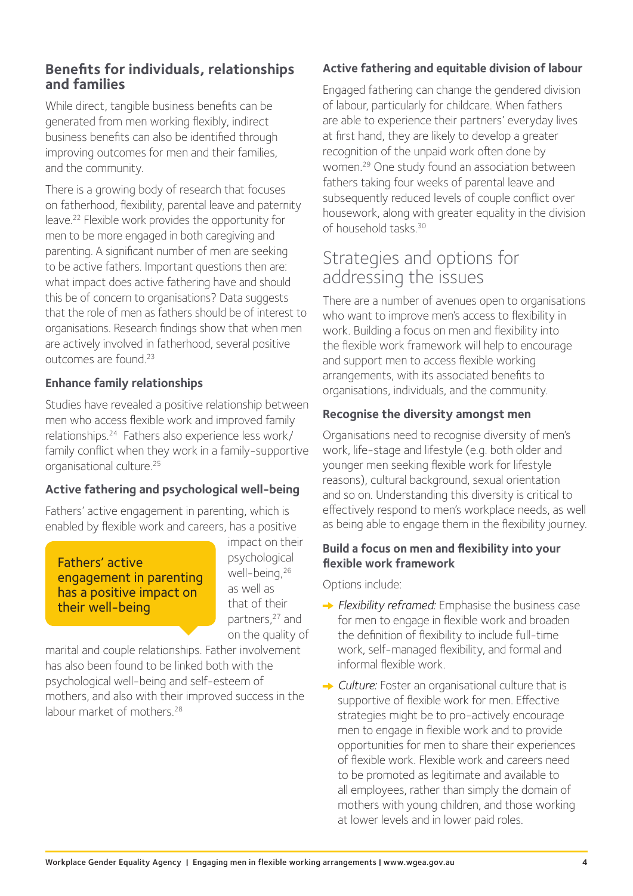### Benefits for individuals, relationships and families

While direct, tangible business benefits can be generated from men working flexibly, indirect business benefits can also be identified through improving outcomes for men and their families, and the community.

There is a growing body of research that focuses on fatherhood, flexibility, parental leave and paternity leave.[22] Flexible work provides the opportunity for men to be more engaged in both caregiving and parenting. A significant number of men are seeking to be active fathers. Important questions then are: what impact does active fathering have and should this be of concern to organisations? Data suggests that the role of men as fathers should be of interest to organisations. Research findings show that when men are actively involved in fatherhood, several positive outcomes are found.[23]

#### Enhance family relationships

Studies have revealed a positive relationship between men who access flexible work and improved family relationships.[24] Fathers also experience less work/family conflict when they work in a family-supportive organisational culture.[25]

#### Active fathering and psychological well-being

Fathers' active engagement in parenting, which is enabled by flexible work and careers, has a positive impact on their psychological well-being,[26] as well as that of their partners,[27] and on the quality of marital and couple relationships. Father involvement has also been found to be linked both with the psychological well-being and self-esteem of mothers, and also with their improved success in the labour market of mothers.[28]

> Fathers' active engagement in parenting has a positive impact on their well-being

#### Active fathering and equitable division of labour

Engaged fathering can change the gendered division of labour, particularly for childcare. When fathers are able to experience their partners' everyday lives at first hand, they are likely to develop a greater recognition of the unpaid work often done by women.[29] One study found an association between fathers taking four weeks of parental leave and subsequently reduced levels of couple conflict over housework, along with greater equality in the division of household tasks.[30]

## Strategies and options for addressing the issues

There are a number of avenues open to organisations who want to improve men's access to flexibility in work. Building a focus on men and flexibility into the flexible work framework will help to encourage and support men to access flexible working arrangements, with its associated benefits to organisations, individuals, and the community.

#### Recognise the diversity amongst men

Organisations need to recognise diversity of men's work, life-stage and lifestyle (e.g. both older and younger men seeking flexible work for lifestyle reasons), cultural background, sexual orientation and so on. Understanding this diversity is critical to effectively respond to men's workplace needs, as well as being able to engage them in the flexibility journey.

#### Build a focus on men and flexibility into your flexible work framework

Options include:

- *Flexibility reframed:* Emphasise the business case for men to engage in flexible work and broaden the definition of flexibility to include full-time work, self-managed flexibility, and formal and informal flexible work.
- *Culture:* Foster an organisational culture that is supportive of flexible work for men. Effective strategies might be to pro-actively encourage men to engage in flexible work and to provide opportunities for men to share their experiences of flexible work. Flexible work and careers need to be promoted as legitimate and available to all employees, rather than simply the domain of mothers with young children, and those working at lower levels and in lower paid roles.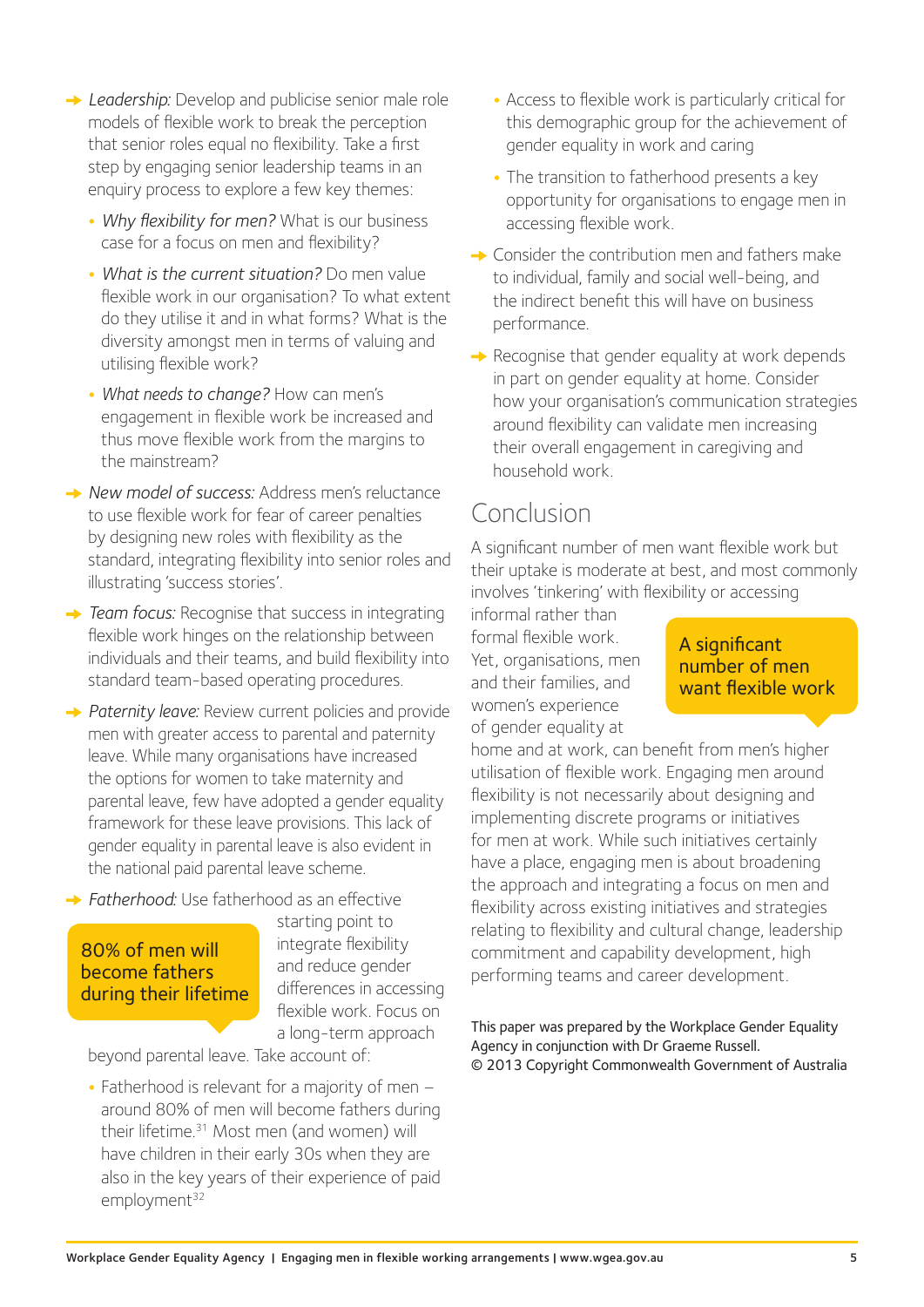- *Leadership:* Develop and publicise senior male role models of flexible work to break the perception that senior roles equal no flexibility. Take a first step by engaging senior leadership teams in an enquiry process to explore a few key themes:
  - *Why flexibility for men?* What is our business case for a focus on men and flexibility?
  - *What is the current situation?* Do men value flexible work in our organisation? To what extent do they utilise it and in what forms? What is the diversity amongst men in terms of valuing and utilising flexible work?
  - *What needs to change?* How can men's engagement in flexible work be increased and thus move flexible work from the margins to the mainstream?
- *New model of success:* Address men's reluctance to use flexible work for fear of career penalties by designing new roles with flexibility as the standard, integrating flexibility into senior roles and illustrating 'success stories'.
- *Team focus:* Recognise that success in integrating flexible work hinges on the relationship between individuals and their teams, and build flexibility into standard team-based operating procedures.
- *Paternity leave:* Review current policies and provide men with greater access to parental and paternity leave. While many organisations have increased the options for women to take maternity and parental leave, few have adopted a gender equality framework for these leave provisions. This lack of gender equality in parental leave is also evident in the national paid parental leave scheme.
- *Fatherhood:* Use fatherhood as an effective starting point to integrate flexibility and reduce gender differences in accessing flexible work. Focus on a long-term approach beyond parental leave. Take account of:

  > 80% of men will become fathers during their lifetime

  - Fatherhood is relevant for a majority of men – around 80% of men will become fathers during their lifetime.[31] Most men (and women) will have children in their early 30s when they are also in the key years of their experience of paid employment[32]
  - Access to flexible work is particularly critical for this demographic group for the achievement of gender equality in work and caring
  - The transition to fatherhood presents a key opportunity for organisations to engage men in accessing flexible work.
- Consider the contribution men and fathers make to individual, family and social well-being, and the indirect benefit this will have on business performance.
- Recognise that gender equality at work depends in part on gender equality at home. Consider how your organisation's communication strategies around flexibility can validate men increasing their overall engagement in caregiving and household work.

## Conclusion

A significant number of men want flexible work but their uptake is moderate at best, and most commonly involves 'tinkering' with flexibility or accessing informal rather than formal flexible work. Yet, organisations, men and their families, and women's experience of gender equality at home and at work, can benefit from men's higher utilisation of flexible work. Engaging men around flexibility is not necessarily about designing and implementing discrete programs or initiatives for men at work. While such initiatives certainly have a place, engaging men is about broadening the approach and integrating a focus on men and flexibility across existing initiatives and strategies relating to flexibility and cultural change, leadership commitment and capability development, high performing teams and career development.

> A significant number of men want flexible work

This paper was prepared by the Workplace Gender Equality Agency in conjunction with Dr Graeme Russell.
© 2013 Copyright Commonwealth Government of Australia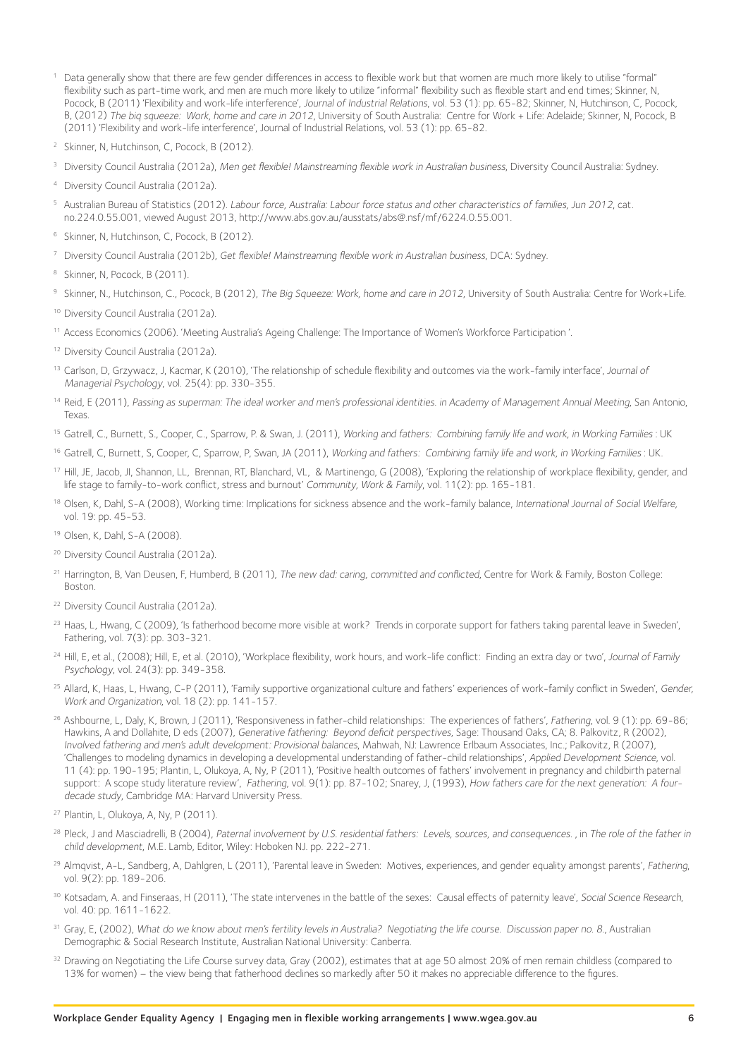[1] Data generally show that there are few gender differences in access to flexible work but that women are much more likely to utilise "formal" flexibility such as part-time work, and men are much more likely to utilize "informal" flexibility such as flexible start and end times; Skinner, N, Pocock, B (2011) 'Flexibility and work-life interference', *Journal of Industrial Relations*, vol. 53 (1): pp. 65-82; Skinner, N, Hutchinson, C, Pocock, B, (2012) *The big squeeze: Work, home and care in 2012*, University of South Australia: Centre for Work + Life: Adelaide; Skinner, N, Pocock, B (2011) 'Flexibility and work-life interference', Journal of Industrial Relations, vol. 53 (1): pp. 65-82.

[2] Skinner, N, Hutchinson, C, Pocock, B (2012).

[3] Diversity Council Australia (2012a), *Men get flexible! Mainstreaming flexible work in Australian business*, Diversity Council Australia: Sydney.

[4] Diversity Council Australia (2012a).

[5] Australian Bureau of Statistics (2012). *Labour force, Australia: Labour force status and other characteristics of families, Jun 2012*, cat. no.224.0.55.001, viewed August 2013, http://www.abs.gov.au/ausstats/abs@.nsf/mf/6224.0.55.001.

[6] Skinner, N, Hutchinson, C, Pocock, B (2012).

[7] Diversity Council Australia (2012b), *Get flexible! Mainstreaming flexible work in Australian business*, DCA: Sydney.

[8] Skinner, N, Pocock, B (2011).

[9] Skinner, N., Hutchinson, C., Pocock, B (2012), *The Big Squeeze: Work, home and care in 2012*, University of South Australia: Centre for Work+Life.

[10] Diversity Council Australia (2012a).

[11] Access Economics (2006). 'Meeting Australia's Ageing Challenge: The Importance of Women's Workforce Participation '.

[12] Diversity Council Australia (2012a).

[13] Carlson, D, Grzywacz, J, Kacmar, K (2010), 'The relationship of schedule flexibility and outcomes via the work-family interface', *Journal of Managerial Psychology*, vol. 25(4): pp. 330-355.

[14] Reid, E (2011), *Passing as superman: The ideal worker and men's professional identities. in Academy of Management Annual Meeting*, San Antonio, Texas.

[15] Gatrell, C., Burnett, S., Cooper, C., Sparrow, P. & Swan, J. (2011), *Working and fathers: Combining family life and work, in Working Families* : UK

[16] Gatrell, C, Burnett, S, Cooper, C, Sparrow, P, Swan, JA (2011), *Working and fathers: Combining family life and work, in Working Families* : UK.

[17] Hill, JE, Jacob, JI, Shannon, LL, Brennan, RT, Blanchard, VL, & Martinengo, G (2008), 'Exploring the relationship of workplace flexibility, gender, and life stage to family-to-work conflict, stress and burnout' *Community, Work & Family*, vol. 11(2): pp. 165-181.

[18] Olsen, K, Dahl, S-A (2008), Working time: Implications for sickness absence and the work-family balance, *International Journal of Social Welfare*, vol. 19: pp. 45-53.

[19] Olsen, K, Dahl, S-A (2008).

[20] Diversity Council Australia (2012a).

[21] Harrington, B, Van Deusen, F, Humberd, B (2011), *The new dad: caring, committed and conflicted*, Centre for Work & Family, Boston College: Boston.

[22] Diversity Council Australia (2012a).

[23] Haas, L, Hwang, C (2009), 'Is fatherhood become more visible at work? Trends in corporate support for fathers taking parental leave in Sweden', Fathering, vol. 7(3): pp. 303-321.

[24] Hill, E, et al., (2008); Hill, E, et al. (2010), 'Workplace flexibility, work hours, and work-life conflict: Finding an extra day or two', *Journal of Family Psychology*, vol. 24(3): pp. 349-358.

[25] Allard, K, Haas, L, Hwang, C-P (2011), 'Family supportive organizational culture and fathers' experiences of work-family conflict in Sweden', *Gender, Work and Organization*, vol. 18 (2): pp. 141-157.

[26] Ashbourne, L, Daly, K, Brown, J (2011), 'Responsiveness in father-child relationships: The experiences of fathers', *Fathering*, vol. 9 (1): pp. 69-86; Hawkins, A and Dollahite, D eds (2007), *Generative fathering: Beyond deficit perspectives*, Sage: Thousand Oaks, CA; 8. Palkovitz, R (2002), *Involved fathering and men's adult development: Provisional balances*, Mahwah, NJ: Lawrence Erlbaum Associates, Inc.; Palkovitz, R (2007), 'Challenges to modeling dynamics in developing a developmental understanding of father-child relationships', *Applied Development Science*, vol. 11 (4): pp. 190-195; Plantin, L, Olukoya, A, Ny, P (2011), 'Positive health outcomes of fathers' involvement in pregnancy and childbirth paternal support: A scope study literature review', *Fathering*, vol. 9(1): pp. 87-102; Snarey, J, (1993), *How fathers care for the next generation: A four-decade study*, Cambridge MA: Harvard University Press.

[27] Plantin, L, Olukoya, A, Ny, P (2011).

[28] Pleck, J and Masciadrelli, B (2004), *Paternal involvement by U.S. residential fathers: Levels, sources, and consequences.* , in *The role of the father in child development*, M.E. Lamb, Editor, Wiley: Hoboken NJ. pp. 222-271.

[29] Almqvist, A-L, Sandberg, A, Dahlgren, L (2011), 'Parental leave in Sweden: Motives, experiences, and gender equality amongst parents', *Fathering*, vol. 9(2): pp. 189-206.

[30] Kotsadam, A. and Finseraas, H (2011), 'The state intervenes in the battle of the sexes: Causal effects of paternity leave', *Social Science Research*, vol. 40: pp. 1611-1622.

[31] Gray, E, (2002), *What do we know about men's fertility levels in Australia? Negotiating the life course. Discussion paper no. 8.*, Australian Demographic & Social Research Institute, Australian National University: Canberra.

[32] Drawing on Negotiating the Life Course survey data, Gray (2002), estimates that at age 50 almost 20% of men remain childless (compared to 13% for women) – the view being that fatherhood declines so markedly after 50 it makes no appreciable difference to the figures.